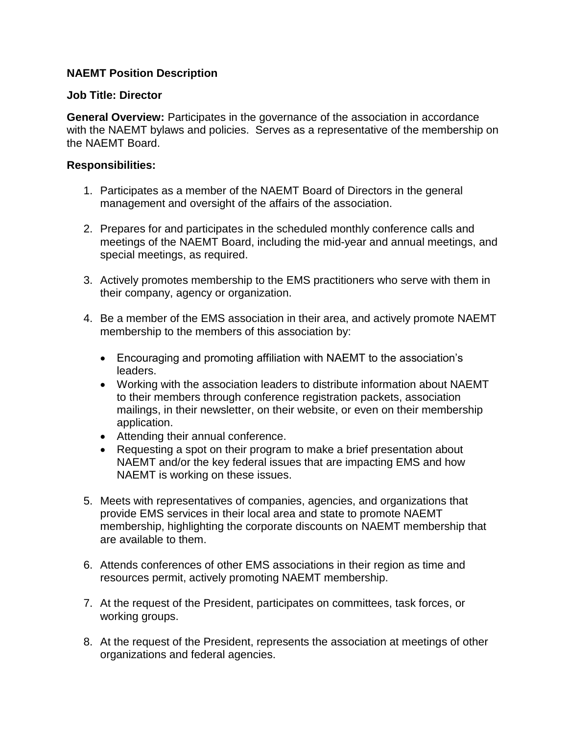**NAEMT Position Description**

**Job Title: Director**

**General Overview:** Participates in the governance of the association in accordance with the NAEMT bylaws and policies. Serves as a representative of the membership on the NAEMT Board.

**Responsibilities:**

1. Participates as a member of the NAEMT Board of Directors in the general management and oversight of the affairs of the association.

2. Prepares for and participates in the scheduled monthly conference calls and meetings of the NAEMT Board, including the mid-year and annual meetings, and special meetings, as required.

3. Actively promotes membership to the EMS practitioners who serve with them in their company, agency or organization.

4. Be a member of the EMS association in their area, and actively promote NAEMT membership to the members of this association by:

   - Encouraging and promoting affiliation with NAEMT to the association's leaders.
   - Working with the association leaders to distribute information about NAEMT to their members through conference registration packets, association mailings, in their newsletter, on their website, or even on their membership application.
   - Attending their annual conference.
   - Requesting a spot on their program to make a brief presentation about NAEMT and/or the key federal issues that are impacting EMS and how NAEMT is working on these issues.

5. Meets with representatives of companies, agencies, and organizations that provide EMS services in their local area and state to promote NAEMT membership, highlighting the corporate discounts on NAEMT membership that are available to them.

6. Attends conferences of other EMS associations in their region as time and resources permit, actively promoting NAEMT membership.

7. At the request of the President, participates on committees, task forces, or working groups.

8. At the request of the President, represents the association at meetings of other organizations and federal agencies.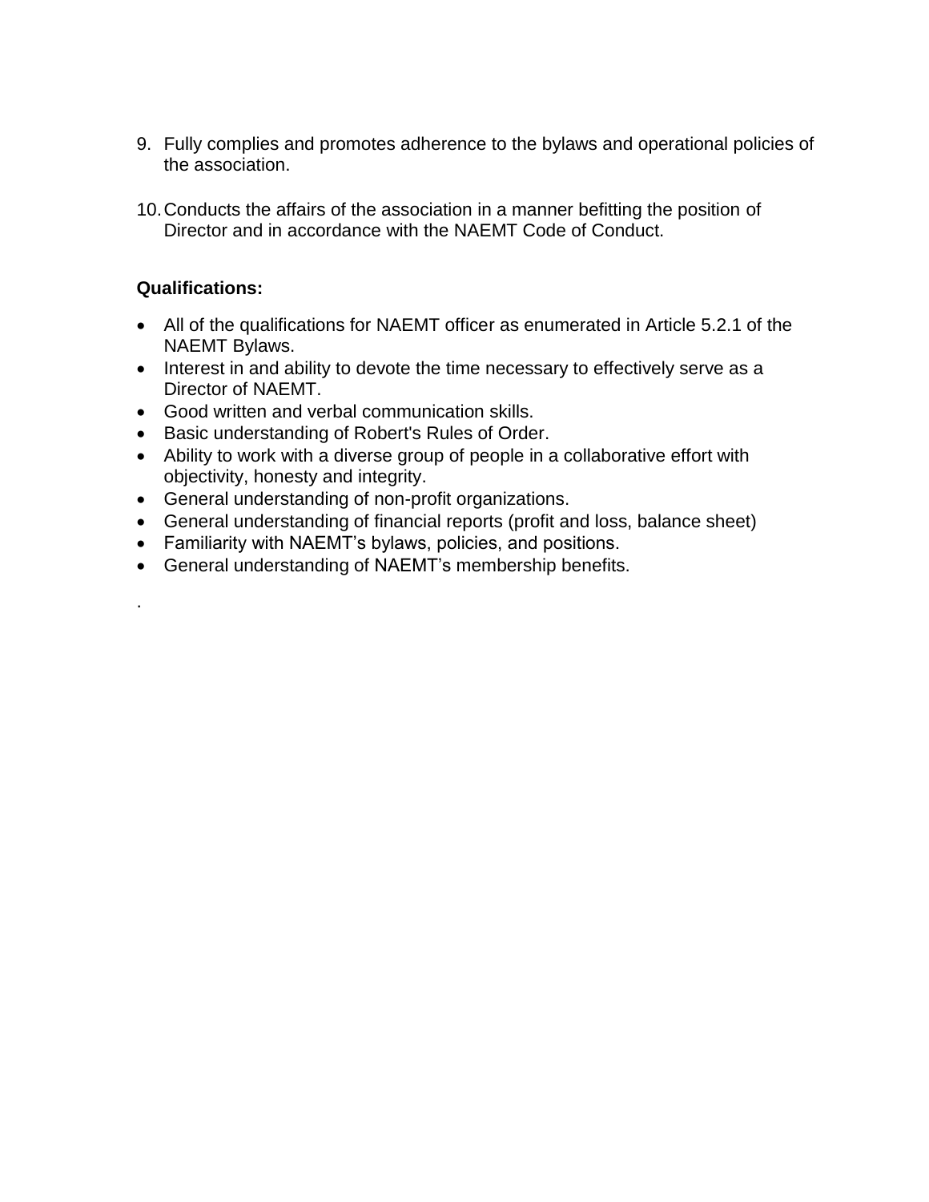9. Fully complies and promotes adherence to the bylaws and operational policies of the association.

10. Conducts the affairs of the association in a manner befitting the position of Director and in accordance with the NAEMT Code of Conduct.

**Qualifications:**

- All of the qualifications for NAEMT officer as enumerated in Article 5.2.1 of the NAEMT Bylaws.
- Interest in and ability to devote the time necessary to effectively serve as a Director of NAEMT.
- Good written and verbal communication skills.
- Basic understanding of Robert's Rules of Order.
- Ability to work with a diverse group of people in a collaborative effort with objectivity, honesty and integrity.
- General understanding of non-profit organizations.
- General understanding of financial reports (profit and loss, balance sheet)
- Familiarity with NAEMT's bylaws, policies, and positions.
- General understanding of NAEMT's membership benefits.

.